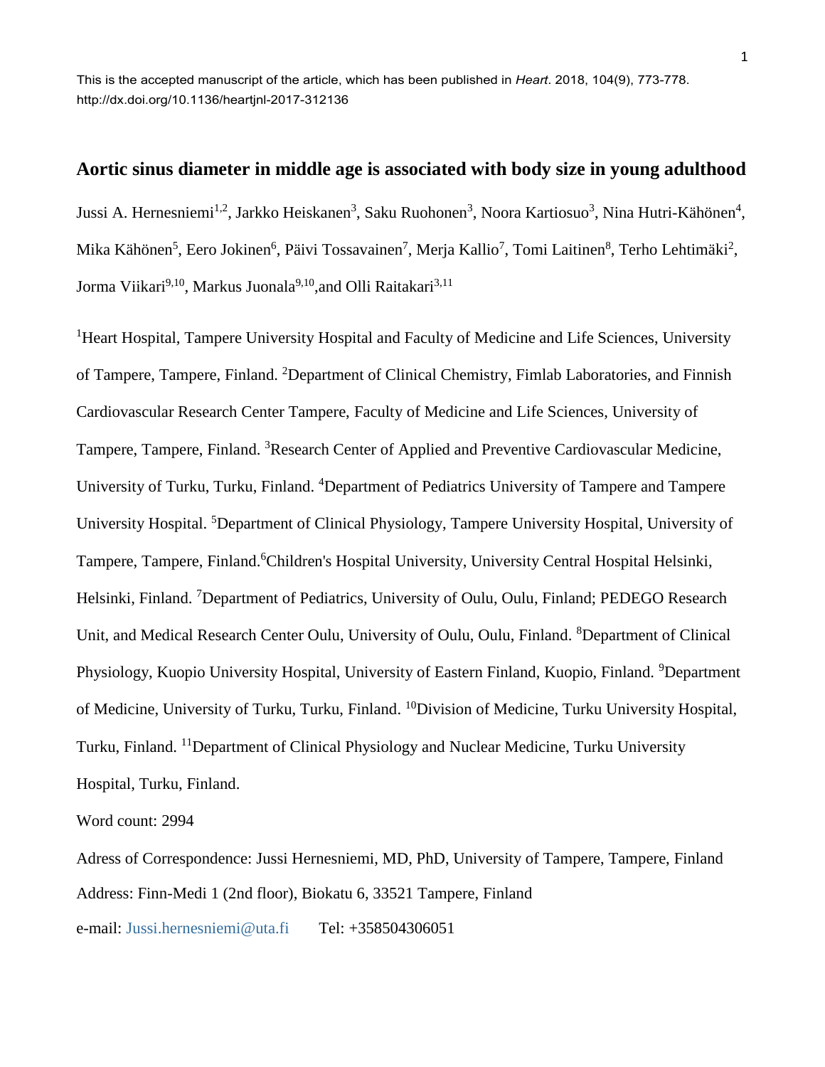This is the accepted manuscript of the article, which has been published in *Heart*. 2018, 104(9), 773-778. http://dx.doi.org/10.1136/heartjnl-2017-312136

# Aortic sinus diameter in middle age is associated with body size in young adulthood

Jussi A. Hernesniemi[1,2], Jarkko Heiskanen[3], Saku Ruohonen[3], Noora Kartiosuo[3], Nina Hutri-Kähönen[4], Mika Kähönen[5], Eero Jokinen[6], Päivi Tossavainen[7], Merja Kallio[7], Tomi Laitinen[8], Terho Lehtimäki[2], Jorma Viikari[9,10], Markus Juonala[9,10],and Olli Raitakari[3,11]

[1]Heart Hospital, Tampere University Hospital and Faculty of Medicine and Life Sciences, University of Tampere, Tampere, Finland. [2]Department of Clinical Chemistry, Fimlab Laboratories, and Finnish Cardiovascular Research Center Tampere, Faculty of Medicine and Life Sciences, University of Tampere, Tampere, Finland. [3]Research Center of Applied and Preventive Cardiovascular Medicine, University of Turku, Turku, Finland. [4]Department of Pediatrics University of Tampere and Tampere University Hospital. [5]Department of Clinical Physiology, Tampere University Hospital, University of Tampere, Tampere, Finland.[6]Children's Hospital University, University Central Hospital Helsinki, Helsinki, Finland. [7]Department of Pediatrics, University of Oulu, Oulu, Finland; PEDEGO Research Unit, and Medical Research Center Oulu, University of Oulu, Oulu, Finland. [8]Department of Clinical Physiology, Kuopio University Hospital, University of Eastern Finland, Kuopio, Finland. [9]Department of Medicine, University of Turku, Turku, Finland. [10]Division of Medicine, Turku University Hospital, Turku, Finland. [11]Department of Clinical Physiology and Nuclear Medicine, Turku University Hospital, Turku, Finland.

Word count: 2994

Adress of Correspondence: Jussi Hernesniemi, MD, PhD, University of Tampere, Tampere, Finland

Address: Finn-Medi 1 (2nd floor), Biokatu 6, 33521 Tampere, Finland

e-mail: Jussi.hernesniemi@uta.fi Tel: +358504306051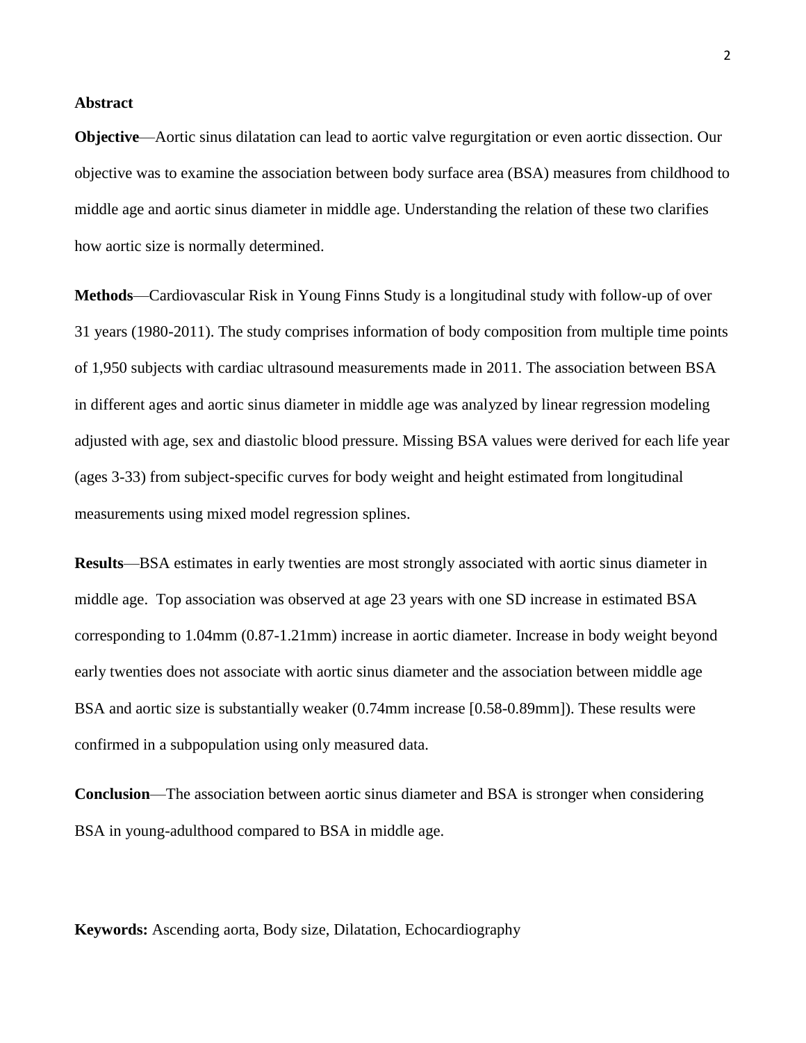## Abstract

**Objective**—Aortic sinus dilatation can lead to aortic valve regurgitation or even aortic dissection. Our objective was to examine the association between body surface area (BSA) measures from childhood to middle age and aortic sinus diameter in middle age. Understanding the relation of these two clarifies how aortic size is normally determined.

**Methods**—Cardiovascular Risk in Young Finns Study is a longitudinal study with follow-up of over 31 years (1980-2011). The study comprises information of body composition from multiple time points of 1,950 subjects with cardiac ultrasound measurements made in 2011. The association between BSA in different ages and aortic sinus diameter in middle age was analyzed by linear regression modeling adjusted with age, sex and diastolic blood pressure. Missing BSA values were derived for each life year (ages 3-33) from subject-specific curves for body weight and height estimated from longitudinal measurements using mixed model regression splines.

**Results**—BSA estimates in early twenties are most strongly associated with aortic sinus diameter in middle age. Top association was observed at age 23 years with one SD increase in estimated BSA corresponding to 1.04mm (0.87-1.21mm) increase in aortic diameter. Increase in body weight beyond early twenties does not associate with aortic sinus diameter and the association between middle age BSA and aortic size is substantially weaker (0.74mm increase [0.58-0.89mm]). These results were confirmed in a subpopulation using only measured data.

**Conclusion**—The association between aortic sinus diameter and BSA is stronger when considering BSA in young-adulthood compared to BSA in middle age.

**Keywords:** Ascending aorta, Body size, Dilatation, Echocardiography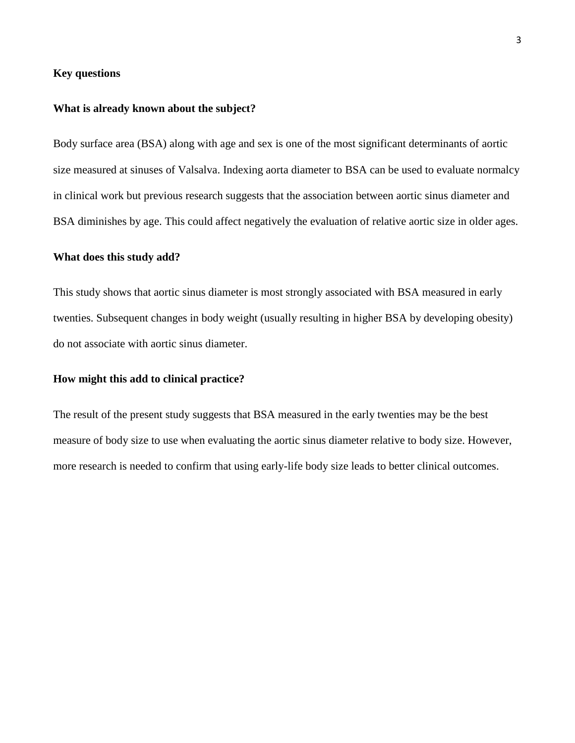## Key questions

### What is already known about the subject?

Body surface area (BSA) along with age and sex is one of the most significant determinants of aortic size measured at sinuses of Valsalva. Indexing aorta diameter to BSA can be used to evaluate normalcy in clinical work but previous research suggests that the association between aortic sinus diameter and BSA diminishes by age. This could affect negatively the evaluation of relative aortic size in older ages.

### What does this study add?

This study shows that aortic sinus diameter is most strongly associated with BSA measured in early twenties. Subsequent changes in body weight (usually resulting in higher BSA by developing obesity) do not associate with aortic sinus diameter.

### How might this add to clinical practice?

The result of the present study suggests that BSA measured in the early twenties may be the best measure of body size to use when evaluating the aortic sinus diameter relative to body size. However, more research is needed to confirm that using early-life body size leads to better clinical outcomes.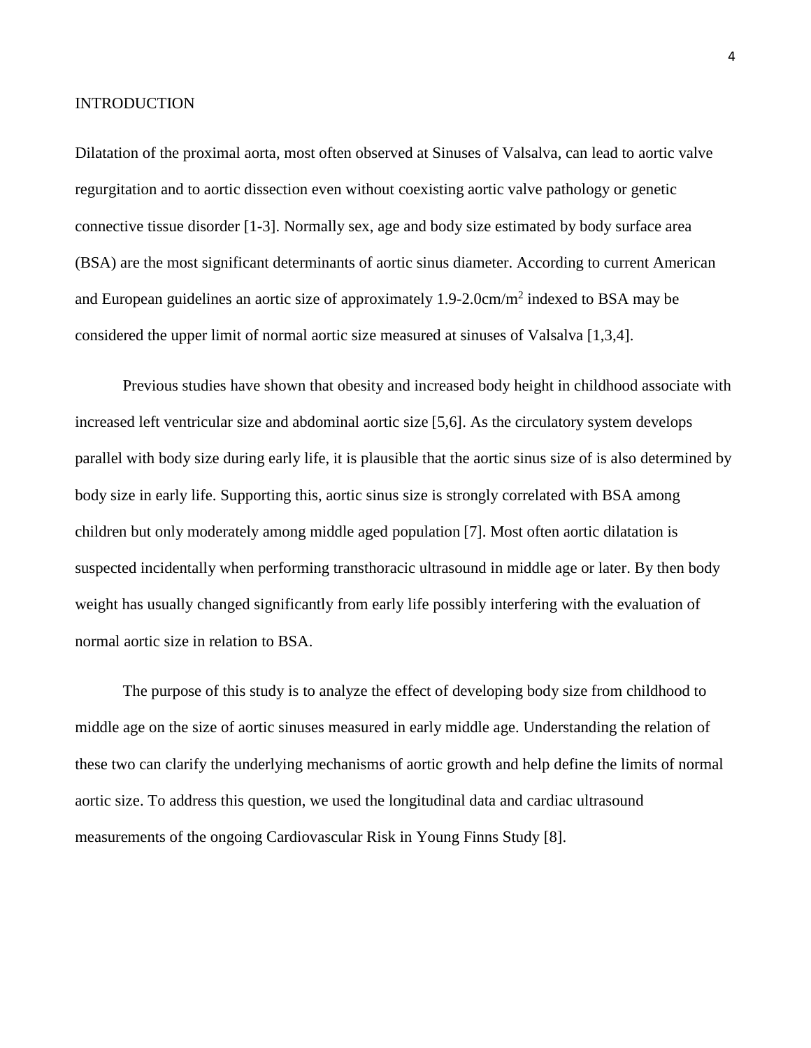## INTRODUCTION

Dilatation of the proximal aorta, most often observed at Sinuses of Valsalva, can lead to aortic valve regurgitation and to aortic dissection even without coexisting aortic valve pathology or genetic connective tissue disorder [1-3]. Normally sex, age and body size estimated by body surface area (BSA) are the most significant determinants of aortic sinus diameter. According to current American and European guidelines an aortic size of approximately 1.9-2.0cm/$m^2$ indexed to BSA may be considered the upper limit of normal aortic size measured at sinuses of Valsalva [1,3,4].

Previous studies have shown that obesity and increased body height in childhood associate with increased left ventricular size and abdominal aortic size [5,6]. As the circulatory system develops parallel with body size during early life, it is plausible that the aortic sinus size of is also determined by body size in early life. Supporting this, aortic sinus size is strongly correlated with BSA among children but only moderately among middle aged population [7]. Most often aortic dilatation is suspected incidentally when performing transthoracic ultrasound in middle age or later. By then body weight has usually changed significantly from early life possibly interfering with the evaluation of normal aortic size in relation to BSA.

The purpose of this study is to analyze the effect of developing body size from childhood to middle age on the size of aortic sinuses measured in early middle age. Understanding the relation of these two can clarify the underlying mechanisms of aortic growth and help define the limits of normal aortic size. To address this question, we used the longitudinal data and cardiac ultrasound measurements of the ongoing Cardiovascular Risk in Young Finns Study [8].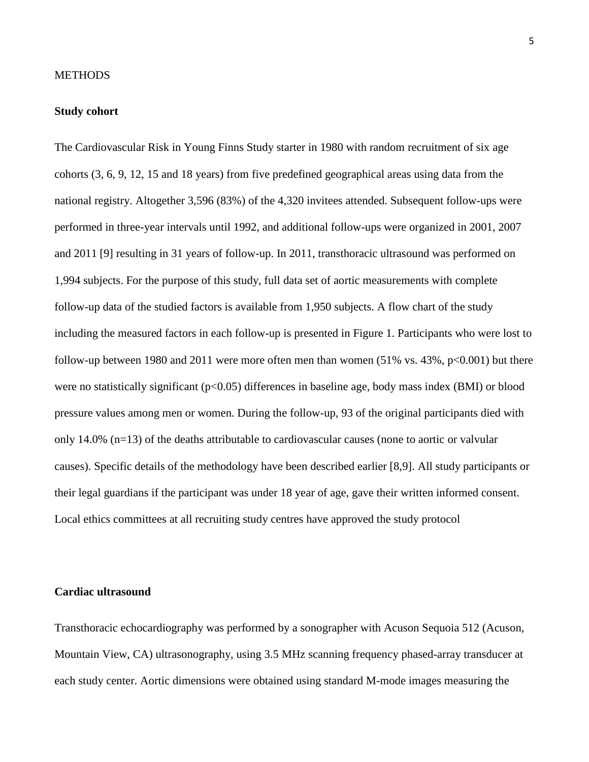METHODS

**Study cohort**

The Cardiovascular Risk in Young Finns Study starter in 1980 with random recruitment of six age cohorts (3, 6, 9, 12, 15 and 18 years) from five predefined geographical areas using data from the national registry. Altogether 3,596 (83%) of the 4,320 invitees attended. Subsequent follow-ups were performed in three-year intervals until 1992, and additional follow-ups were organized in 2001, 2007 and 2011 [9] resulting in 31 years of follow-up. In 2011, transthoracic ultrasound was performed on 1,994 subjects. For the purpose of this study, full data set of aortic measurements with complete follow-up data of the studied factors is available from 1,950 subjects. A flow chart of the study including the measured factors in each follow-up is presented in Figure 1. Participants who were lost to follow-up between 1980 and 2011 were more often men than women (51% vs. 43%, $p<0.001$) but there were no statistically significant ($p<0.05$) differences in baseline age, body mass index (BMI) or blood pressure values among men or women. During the follow-up, 93 of the original participants died with only 14.0% (n=13) of the deaths attributable to cardiovascular causes (none to aortic or valvular causes). Specific details of the methodology have been described earlier [8,9]. All study participants or their legal guardians if the participant was under 18 year of age, gave their written informed consent. Local ethics committees at all recruiting study centres have approved the study protocol

**Cardiac ultrasound**

Transthoracic echocardiography was performed by a sonographer with Acuson Sequoia 512 (Acuson, Mountain View, CA) ultrasonography, using 3.5 MHz scanning frequency phased-array transducer at each study center. Aortic dimensions were obtained using standard M-mode images measuring the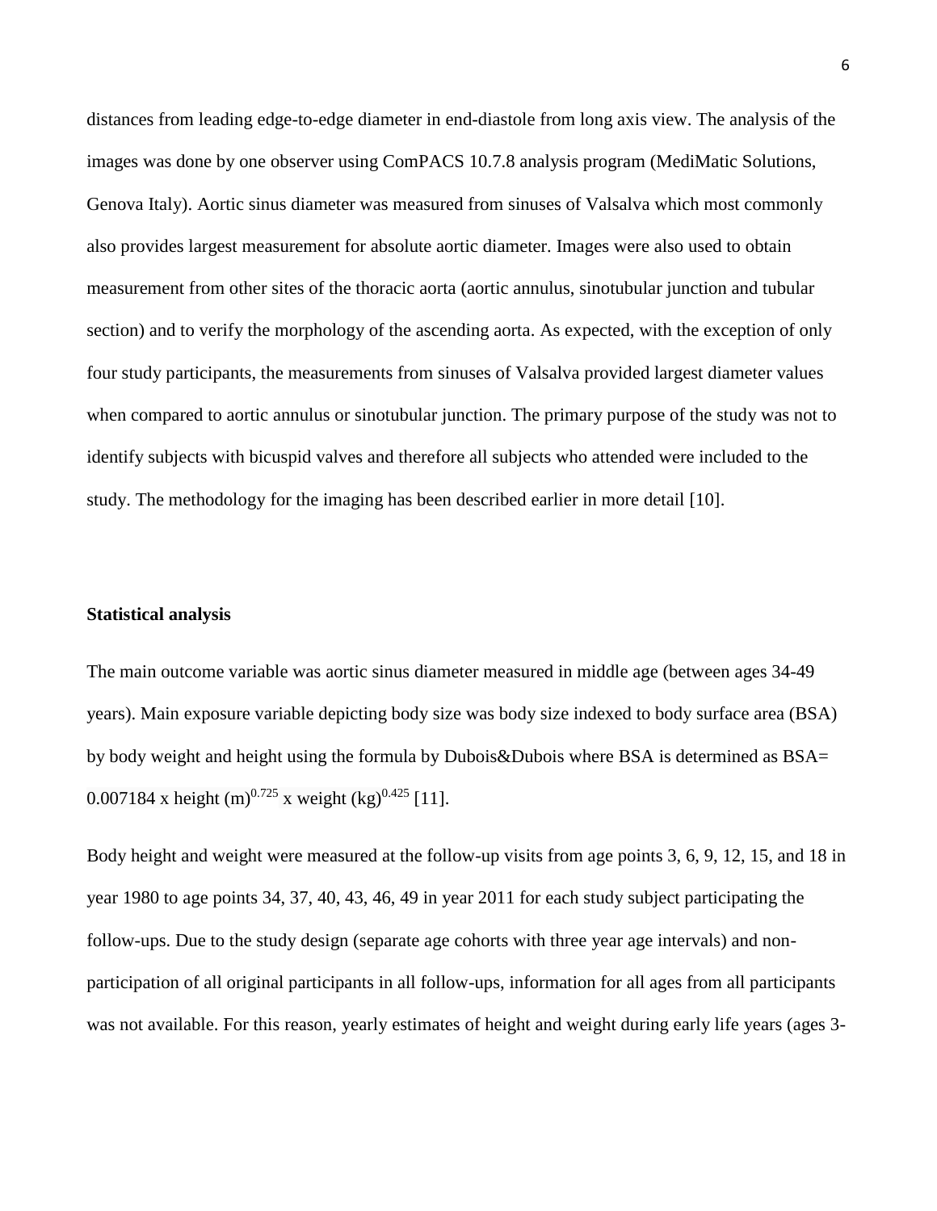distances from leading edge-to-edge diameter in end-diastole from long axis view. The analysis of the images was done by one observer using ComPACS 10.7.8 analysis program (MediMatic Solutions, Genova Italy). Aortic sinus diameter was measured from sinuses of Valsalva which most commonly also provides largest measurement for absolute aortic diameter. Images were also used to obtain measurement from other sites of the thoracic aorta (aortic annulus, sinotubular junction and tubular section) and to verify the morphology of the ascending aorta. As expected, with the exception of only four study participants, the measurements from sinuses of Valsalva provided largest diameter values when compared to aortic annulus or sinotubular junction. The primary purpose of the study was not to identify subjects with bicuspid valves and therefore all subjects who attended were included to the study. The methodology for the imaging has been described earlier in more detail [10].

**Statistical analysis**

The main outcome variable was aortic sinus diameter measured in middle age (between ages 34-49 years). Main exposure variable depicting body size was body size indexed to body surface area (BSA) by body weight and height using the formula by Dubois&Dubois where BSA is determined as BSA= 0.007184 x height (m)$^{0.725}$ x weight (kg)$^{0.425}$ [11].

Body height and weight were measured at the follow-up visits from age points 3, 6, 9, 12, 15, and 18 in year 1980 to age points 34, 37, 40, 43, 46, 49 in year 2011 for each study subject participating the follow-ups. Due to the study design (separate age cohorts with three year age intervals) and non-participation of all original participants in all follow-ups, information for all ages from all participants was not available. For this reason, yearly estimates of height and weight during early life years (ages 3-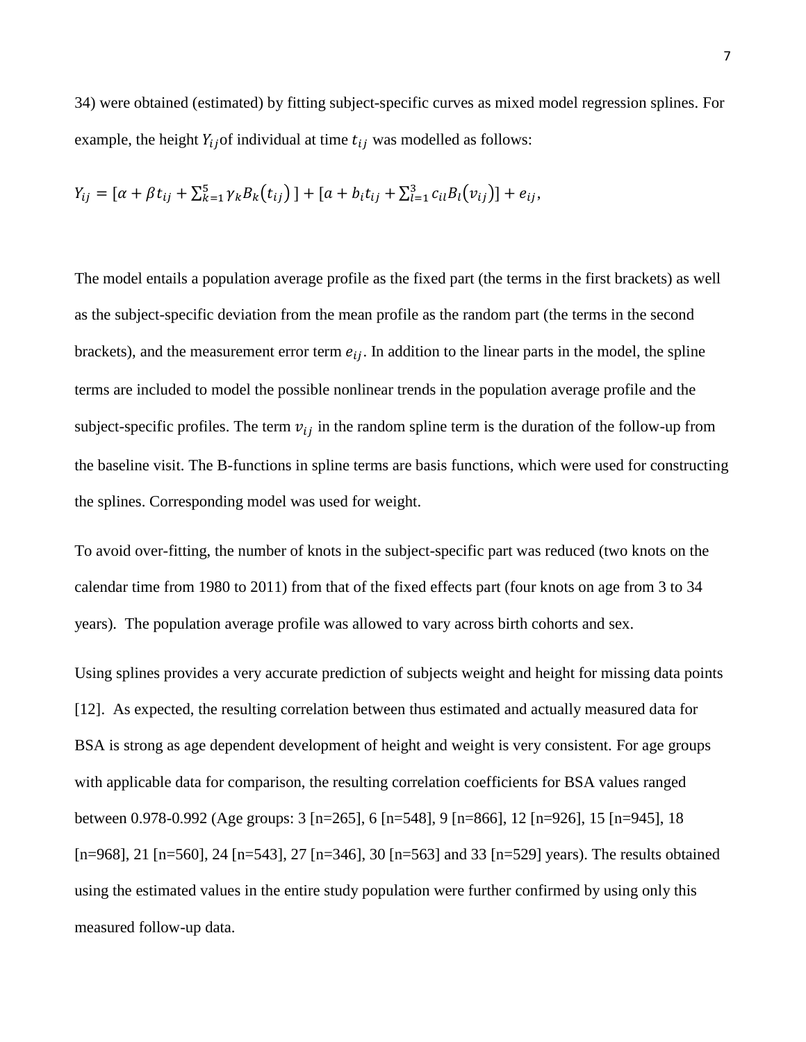34) were obtained (estimated) by fitting subject-specific curves as mixed model regression splines. For example, the height $Y_{ij}$ of individual at time $t_{ij}$ was modelled as follows:

$$Y_{ij} = [\alpha + \beta t_{ij} + \sum_{k=1}^{5} \gamma_k B_k(t_{ij})] + [a + b_i t_{ij} + \sum_{l=1}^{3} c_{il} B_l(v_{ij})] + e_{ij},$$

The model entails a population average profile as the fixed part (the terms in the first brackets) as well as the subject-specific deviation from the mean profile as the random part (the terms in the second brackets), and the measurement error term $e_{ij}$. In addition to the linear parts in the model, the spline terms are included to model the possible nonlinear trends in the population average profile and the subject-specific profiles. The term $v_{ij}$ in the random spline term is the duration of the follow-up from the baseline visit. The B-functions in spline terms are basis functions, which were used for constructing the splines. Corresponding model was used for weight.

To avoid over-fitting, the number of knots in the subject-specific part was reduced (two knots on the calendar time from 1980 to 2011) from that of the fixed effects part (four knots on age from 3 to 34 years). The population average profile was allowed to vary across birth cohorts and sex.

Using splines provides a very accurate prediction of subjects weight and height for missing data points [12]. As expected, the resulting correlation between thus estimated and actually measured data for BSA is strong as age dependent development of height and weight is very consistent. For age groups with applicable data for comparison, the resulting correlation coefficients for BSA values ranged between 0.978-0.992 (Age groups: 3 [n=265], 6 [n=548], 9 [n=866], 12 [n=926], 15 [n=945], 18 [n=968], 21 [n=560], 24 [n=543], 27 [n=346], 30 [n=563] and 33 [n=529] years). The results obtained using the estimated values in the entire study population were further confirmed by using only this measured follow-up data.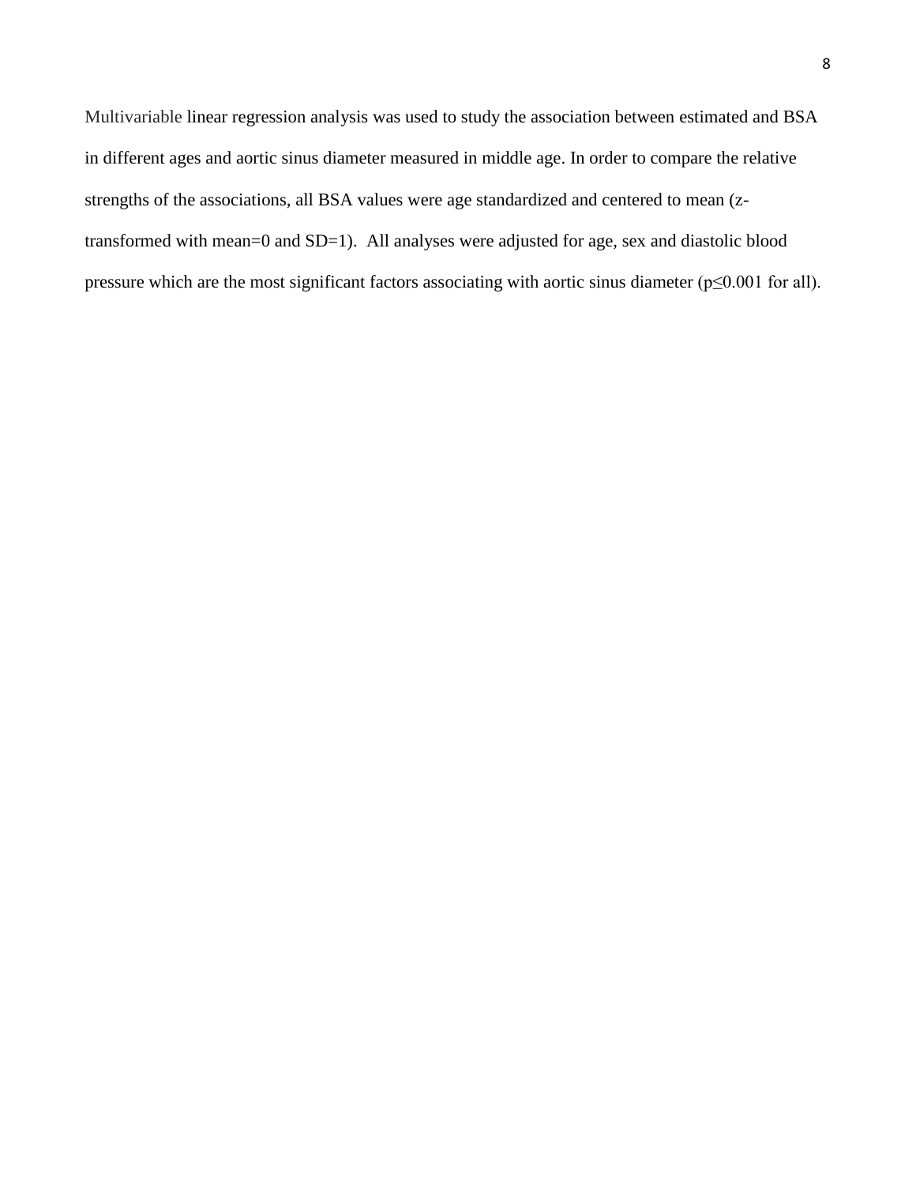Multivariable linear regression analysis was used to study the association between estimated and BSA in different ages and aortic sinus diameter measured in middle age. In order to compare the relative strengths of the associations, all BSA values were age standardized and centered to mean (z-transformed with mean=0 and SD=1). All analyses were adjusted for age, sex and diastolic blood pressure which are the most significant factors associating with aortic sinus diameter ($p \leq 0.001$ for all).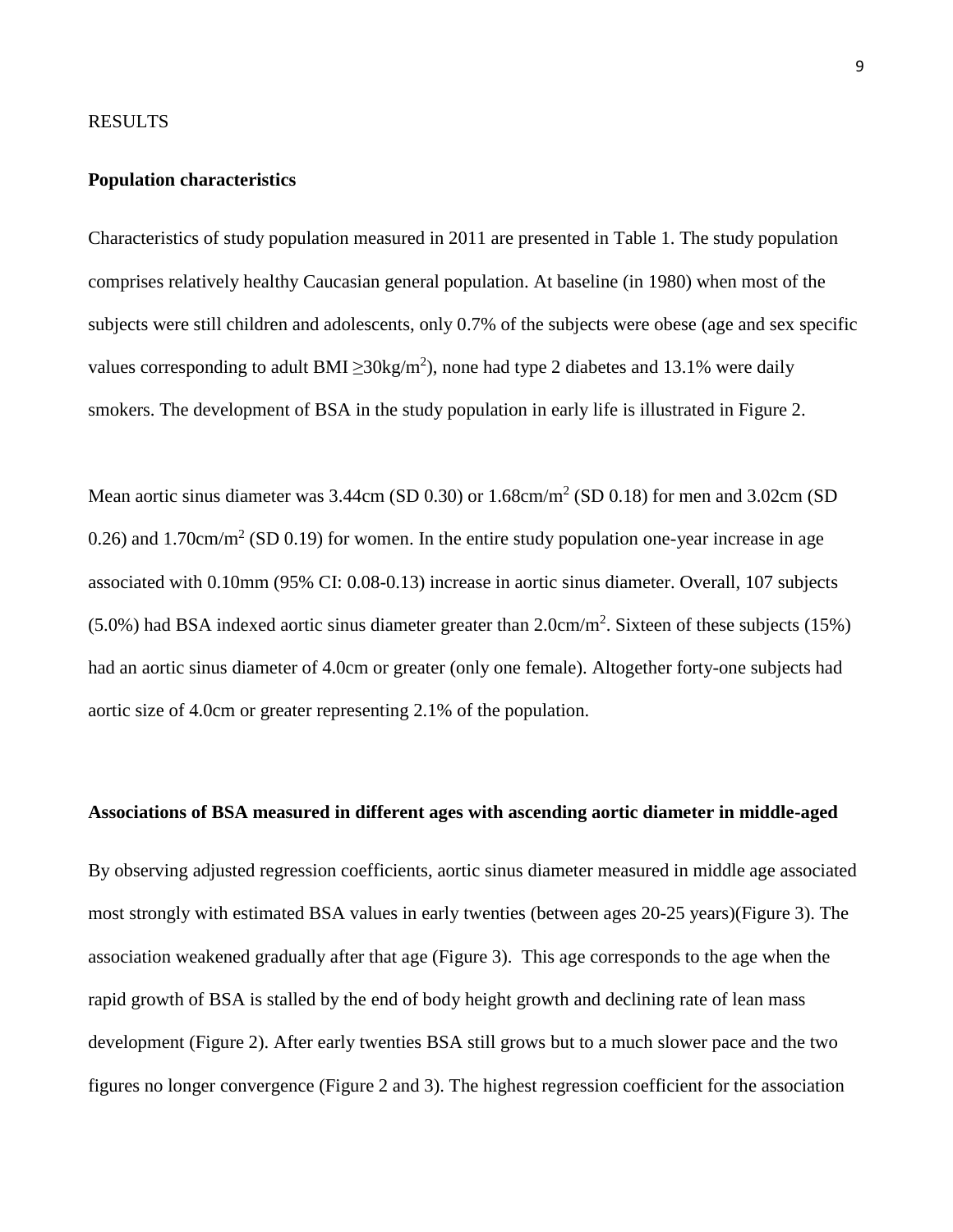RESULTS

**Population characteristics**

Characteristics of study population measured in 2011 are presented in Table 1. The study population comprises relatively healthy Caucasian general population. At baseline (in 1980) when most of the subjects were still children and adolescents, only 0.7% of the subjects were obese (age and sex specific values corresponding to adult BMI ≥30kg/m$^2$), none had type 2 diabetes and 13.1% were daily smokers. The development of BSA in the study population in early life is illustrated in Figure 2.

Mean aortic sinus diameter was 3.44cm (SD 0.30) or 1.68cm/m$^2$ (SD 0.18) for men and 3.02cm (SD 0.26) and 1.70cm/m$^2$ (SD 0.19) for women. In the entire study population one-year increase in age associated with 0.10mm (95% CI: 0.08-0.13) increase in aortic sinus diameter. Overall, 107 subjects (5.0%) had BSA indexed aortic sinus diameter greater than 2.0cm/m$^2$. Sixteen of these subjects (15%) had an aortic sinus diameter of 4.0cm or greater (only one female). Altogether forty-one subjects had aortic size of 4.0cm or greater representing 2.1% of the population.

**Associations of BSA measured in different ages with ascending aortic diameter in middle-aged**

By observing adjusted regression coefficients, aortic sinus diameter measured in middle age associated most strongly with estimated BSA values in early twenties (between ages 20-25 years)(Figure 3). The association weakened gradually after that age (Figure 3). This age corresponds to the age when the rapid growth of BSA is stalled by the end of body height growth and declining rate of lean mass development (Figure 2). After early twenties BSA still grows but to a much slower pace and the two figures no longer convergence (Figure 2 and 3). The highest regression coefficient for the association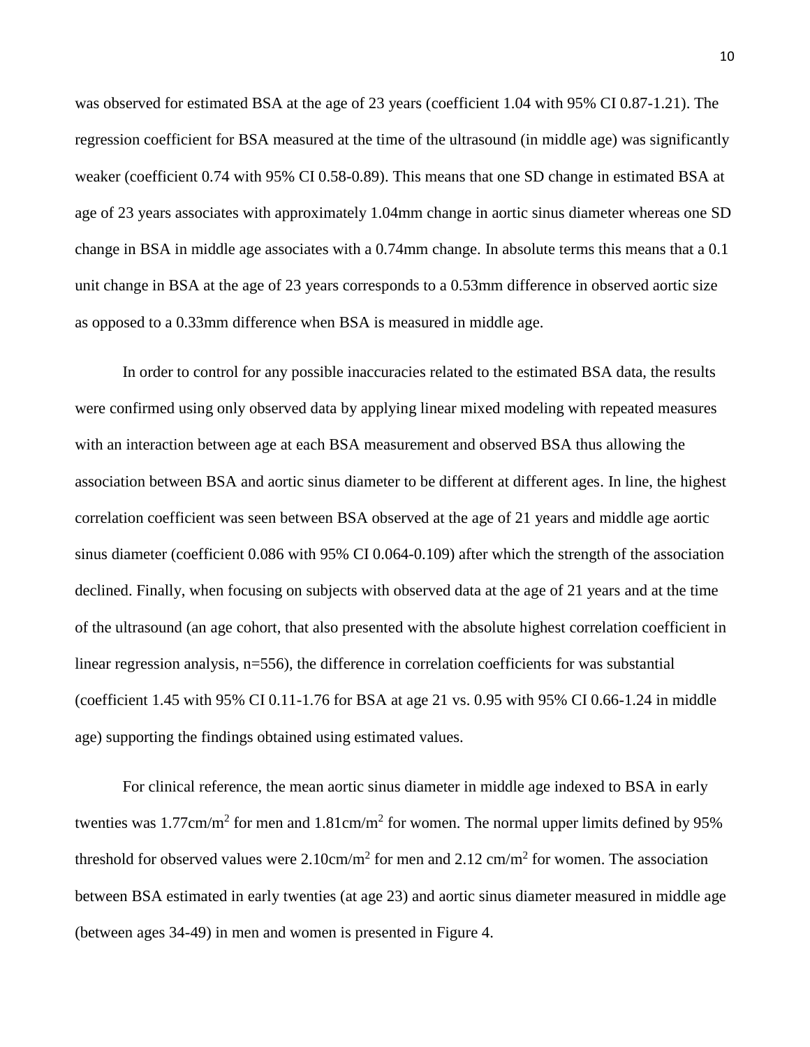was observed for estimated BSA at the age of 23 years (coefficient 1.04 with 95% CI 0.87-1.21). The regression coefficient for BSA measured at the time of the ultrasound (in middle age) was significantly weaker (coefficient 0.74 with 95% CI 0.58-0.89). This means that one SD change in estimated BSA at age of 23 years associates with approximately 1.04mm change in aortic sinus diameter whereas one SD change in BSA in middle age associates with a 0.74mm change. In absolute terms this means that a 0.1 unit change in BSA at the age of 23 years corresponds to a 0.53mm difference in observed aortic size as opposed to a 0.33mm difference when BSA is measured in middle age.

In order to control for any possible inaccuracies related to the estimated BSA data, the results were confirmed using only observed data by applying linear mixed modeling with repeated measures with an interaction between age at each BSA measurement and observed BSA thus allowing the association between BSA and aortic sinus diameter to be different at different ages. In line, the highest correlation coefficient was seen between BSA observed at the age of 21 years and middle age aortic sinus diameter (coefficient 0.086 with 95% CI 0.064-0.109) after which the strength of the association declined. Finally, when focusing on subjects with observed data at the age of 21 years and at the time of the ultrasound (an age cohort, that also presented with the absolute highest correlation coefficient in linear regression analysis, n=556), the difference in correlation coefficients for was substantial (coefficient 1.45 with 95% CI 0.11-1.76 for BSA at age 21 vs. 0.95 with 95% CI 0.66-1.24 in middle age) supporting the findings obtained using estimated values.

For clinical reference, the mean aortic sinus diameter in middle age indexed to BSA in early twenties was 1.77cm/m$^2$ for men and 1.81cm/m$^2$ for women. The normal upper limits defined by 95% threshold for observed values were 2.10cm/m$^2$ for men and 2.12 cm/m$^2$ for women. The association between BSA estimated in early twenties (at age 23) and aortic sinus diameter measured in middle age (between ages 34-49) in men and women is presented in Figure 4.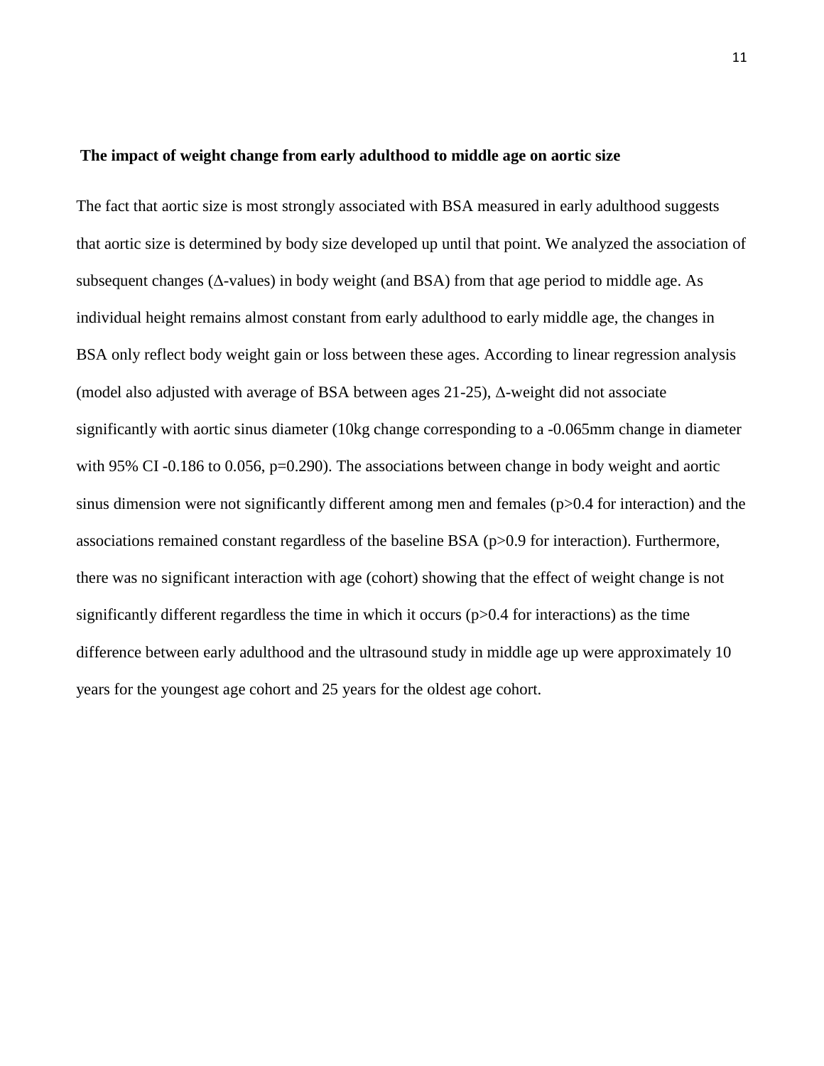**The impact of weight change from early adulthood to middle age on aortic size**

The fact that aortic size is most strongly associated with BSA measured in early adulthood suggests that aortic size is determined by body size developed up until that point. We analyzed the association of subsequent changes ($\Delta$-values) in body weight (and BSA) from that age period to middle age. As individual height remains almost constant from early adulthood to early middle age, the changes in BSA only reflect body weight gain or loss between these ages. According to linear regression analysis (model also adjusted with average of BSA between ages 21-25), $\Delta$-weight did not associate significantly with aortic sinus diameter (10kg change corresponding to a -0.065mm change in diameter with 95% CI -0.186 to 0.056, $p=0.290$). The associations between change in body weight and aortic sinus dimension were not significantly different among men and females ($p>0.4$ for interaction) and the associations remained constant regardless of the baseline BSA ($p>0.9$ for interaction). Furthermore, there was no significant interaction with age (cohort) showing that the effect of weight change is not significantly different regardless the time in which it occurs ($p>0.4$ for interactions) as the time difference between early adulthood and the ultrasound study in middle age up were approximately 10 years for the youngest age cohort and 25 years for the oldest age cohort.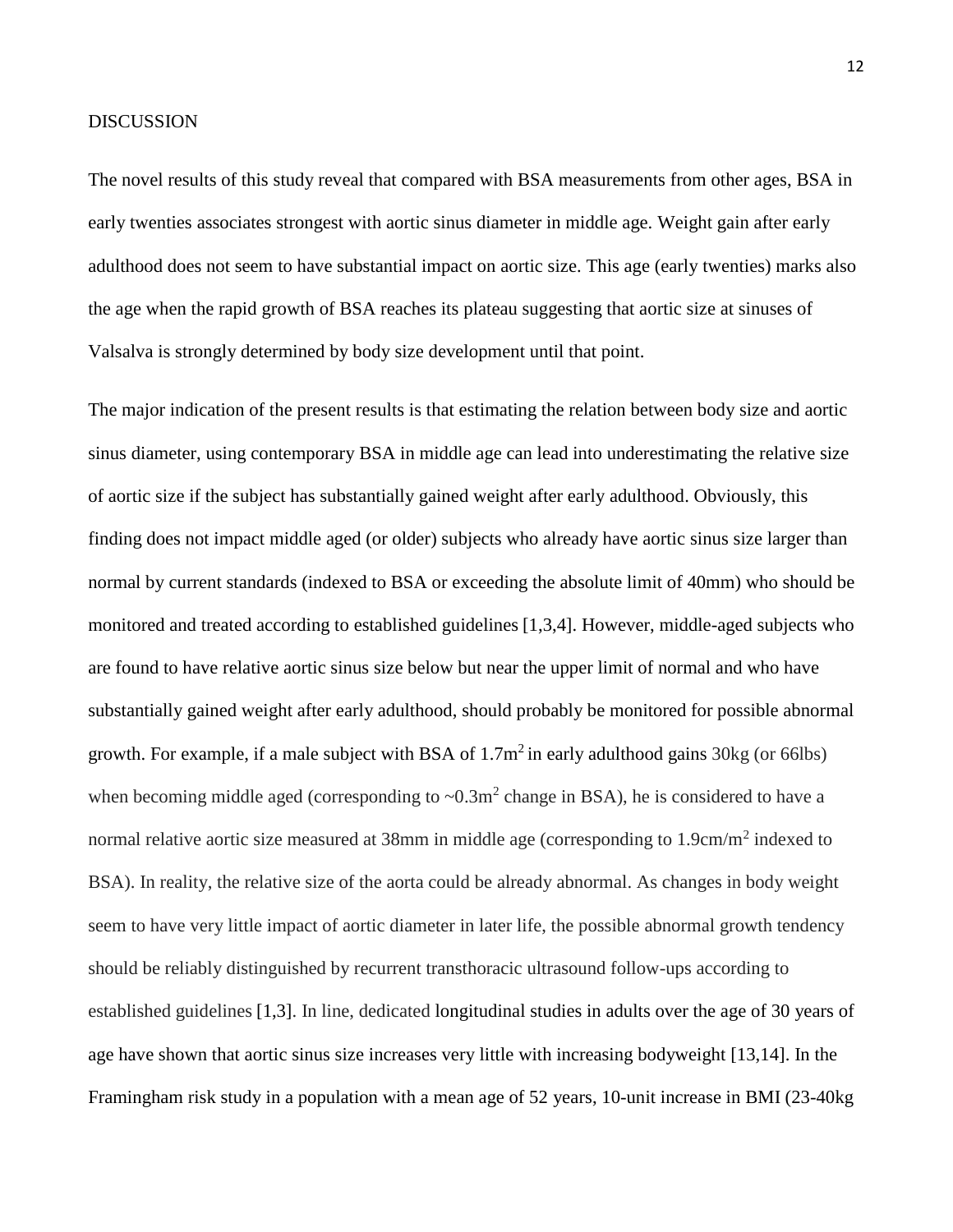DISCUSSION

The novel results of this study reveal that compared with BSA measurements from other ages, BSA in early twenties associates strongest with aortic sinus diameter in middle age. Weight gain after early adulthood does not seem to have substantial impact on aortic size. This age (early twenties) marks also the age when the rapid growth of BSA reaches its plateau suggesting that aortic size at sinuses of Valsalva is strongly determined by body size development until that point.

The major indication of the present results is that estimating the relation between body size and aortic sinus diameter, using contemporary BSA in middle age can lead into underestimating the relative size of aortic size if the subject has substantially gained weight after early adulthood. Obviously, this finding does not impact middle aged (or older) subjects who already have aortic sinus size larger than normal by current standards (indexed to BSA or exceeding the absolute limit of 40mm) who should be monitored and treated according to established guidelines [1,3,4]. However, middle-aged subjects who are found to have relative aortic sinus size below but near the upper limit of normal and who have substantially gained weight after early adulthood, should probably be monitored for possible abnormal growth. For example, if a male subject with BSA of 1.7m$^2$ in early adulthood gains 30kg (or 66lbs) when becoming middle aged (corresponding to ~0.3m$^2$ change in BSA), he is considered to have a normal relative aortic size measured at 38mm in middle age (corresponding to 1.9cm/m$^2$ indexed to BSA). In reality, the relative size of the aorta could be already abnormal. As changes in body weight seem to have very little impact of aortic diameter in later life, the possible abnormal growth tendency should be reliably distinguished by recurrent transthoracic ultrasound follow-ups according to established guidelines [1,3]. In line, dedicated longitudinal studies in adults over the age of 30 years of age have shown that aortic sinus size increases very little with increasing bodyweight [13,14]. In the Framingham risk study in a population with a mean age of 52 years, 10-unit increase in BMI (23-40kg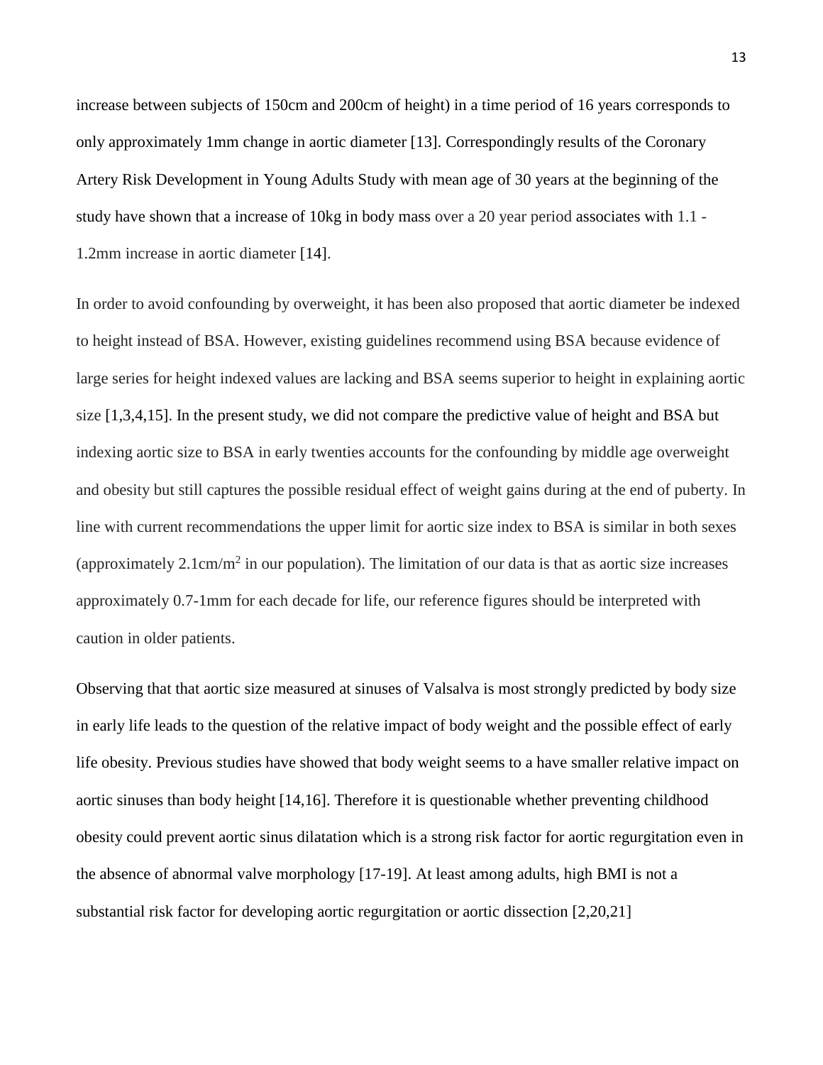increase between subjects of 150cm and 200cm of height) in a time period of 16 years corresponds to only approximately 1mm change in aortic diameter [13]. Correspondingly results of the Coronary Artery Risk Development in Young Adults Study with mean age of 30 years at the beginning of the study have shown that a increase of 10kg in body mass over a 20 year period associates with 1.1 - 1.2mm increase in aortic diameter [14].

In order to avoid confounding by overweight, it has been also proposed that aortic diameter be indexed to height instead of BSA. However, existing guidelines recommend using BSA because evidence of large series for height indexed values are lacking and BSA seems superior to height in explaining aortic size [1,3,4,15]. In the present study, we did not compare the predictive value of height and BSA but indexing aortic size to BSA in early twenties accounts for the confounding by middle age overweight and obesity but still captures the possible residual effect of weight gains during at the end of puberty. In line with current recommendations the upper limit for aortic size index to BSA is similar in both sexes (approximately 2.1cm/m$^2$ in our population). The limitation of our data is that as aortic size increases approximately 0.7-1mm for each decade for life, our reference figures should be interpreted with caution in older patients.

Observing that that aortic size measured at sinuses of Valsalva is most strongly predicted by body size in early life leads to the question of the relative impact of body weight and the possible effect of early life obesity. Previous studies have showed that body weight seems to a have smaller relative impact on aortic sinuses than body height [14,16]. Therefore it is questionable whether preventing childhood obesity could prevent aortic sinus dilatation which is a strong risk factor for aortic regurgitation even in the absence of abnormal valve morphology [17-19]. At least among adults, high BMI is not a substantial risk factor for developing aortic regurgitation or aortic dissection [2,20,21]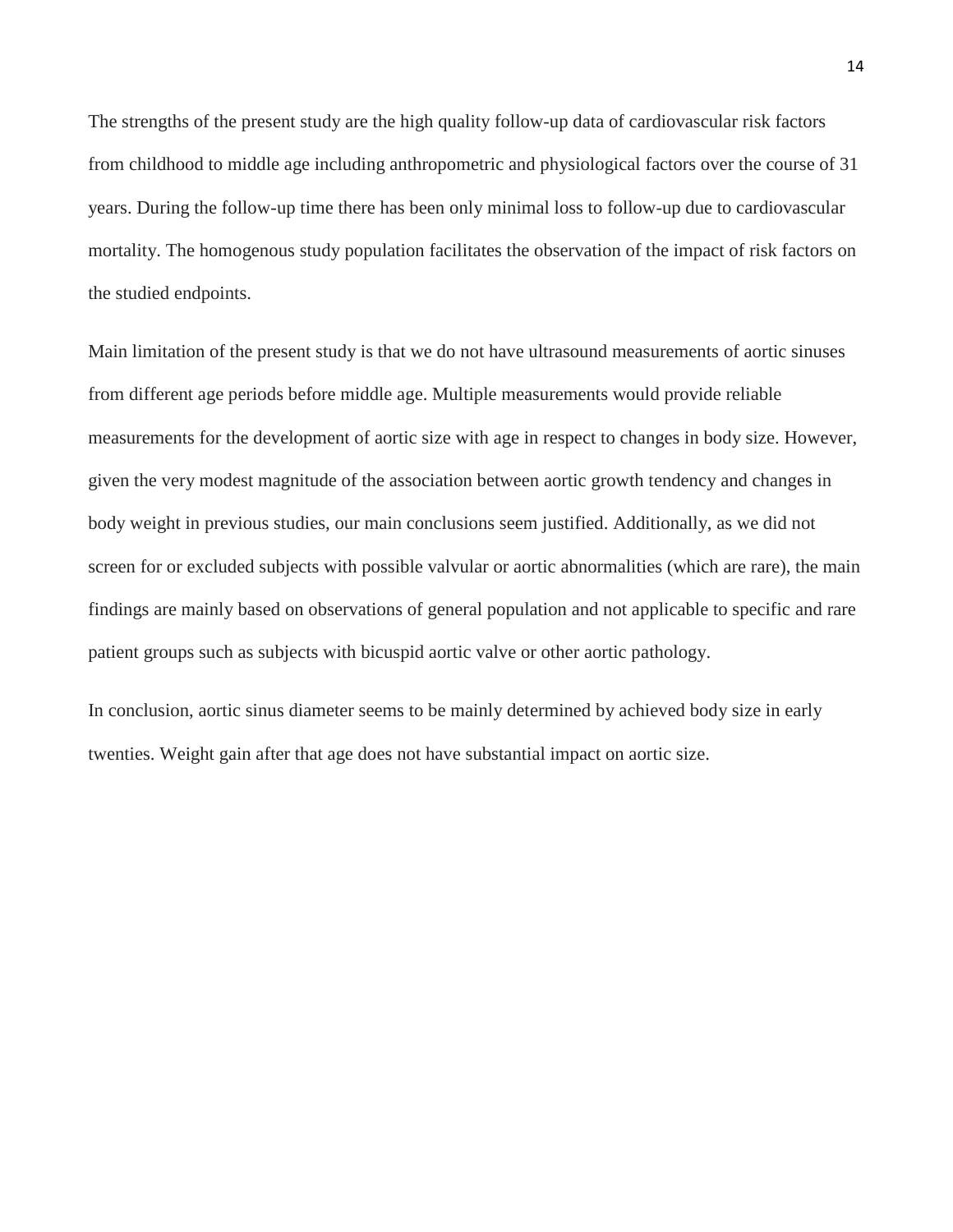The strengths of the present study are the high quality follow-up data of cardiovascular risk factors from childhood to middle age including anthropometric and physiological factors over the course of 31 years. During the follow-up time there has been only minimal loss to follow-up due to cardiovascular mortality. The homogenous study population facilitates the observation of the impact of risk factors on the studied endpoints.

Main limitation of the present study is that we do not have ultrasound measurements of aortic sinuses from different age periods before middle age. Multiple measurements would provide reliable measurements for the development of aortic size with age in respect to changes in body size. However, given the very modest magnitude of the association between aortic growth tendency and changes in body weight in previous studies, our main conclusions seem justified. Additionally, as we did not screen for or excluded subjects with possible valvular or aortic abnormalities (which are rare), the main findings are mainly based on observations of general population and not applicable to specific and rare patient groups such as subjects with bicuspid aortic valve or other aortic pathology.

In conclusion, aortic sinus diameter seems to be mainly determined by achieved body size in early twenties. Weight gain after that age does not have substantial impact on aortic size.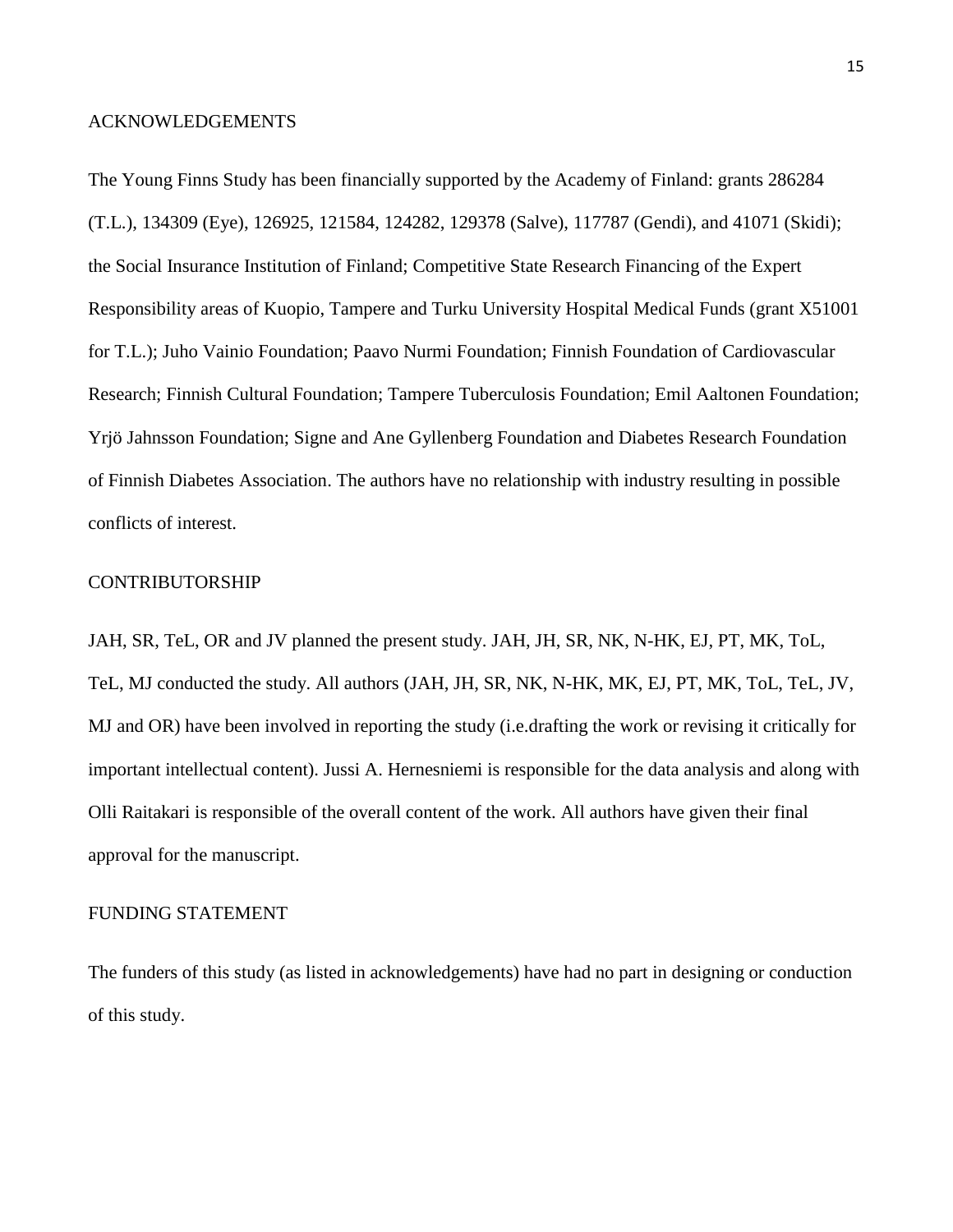## ACKNOWLEDGEMENTS

The Young Finns Study has been financially supported by the Academy of Finland: grants 286284 (T.L.), 134309 (Eye), 126925, 121584, 124282, 129378 (Salve), 117787 (Gendi), and 41071 (Skidi); the Social Insurance Institution of Finland; Competitive State Research Financing of the Expert Responsibility areas of Kuopio, Tampere and Turku University Hospital Medical Funds (grant X51001 for T.L.); Juho Vainio Foundation; Paavo Nurmi Foundation; Finnish Foundation of Cardiovascular Research; Finnish Cultural Foundation; Tampere Tuberculosis Foundation; Emil Aaltonen Foundation; Yrjö Jahnsson Foundation; Signe and Ane Gyllenberg Foundation and Diabetes Research Foundation of Finnish Diabetes Association. The authors have no relationship with industry resulting in possible conflicts of interest.

## CONTRIBUTORSHIP

JAH, SR, TeL, OR and JV planned the present study. JAH, JH, SR, NK, N-HK, EJ, PT, MK, ToL, TeL, MJ conducted the study. All authors (JAH, JH, SR, NK, N-HK, MK, EJ, PT, MK, ToL, TeL, JV, MJ and OR) have been involved in reporting the study (i.e.drafting the work or revising it critically for important intellectual content). Jussi A. Hernesniemi is responsible for the data analysis and along with Olli Raitakari is responsible of the overall content of the work. All authors have given their final approval for the manuscript.

## FUNDING STATEMENT

The funders of this study (as listed in acknowledgements) have had no part in designing or conduction of this study.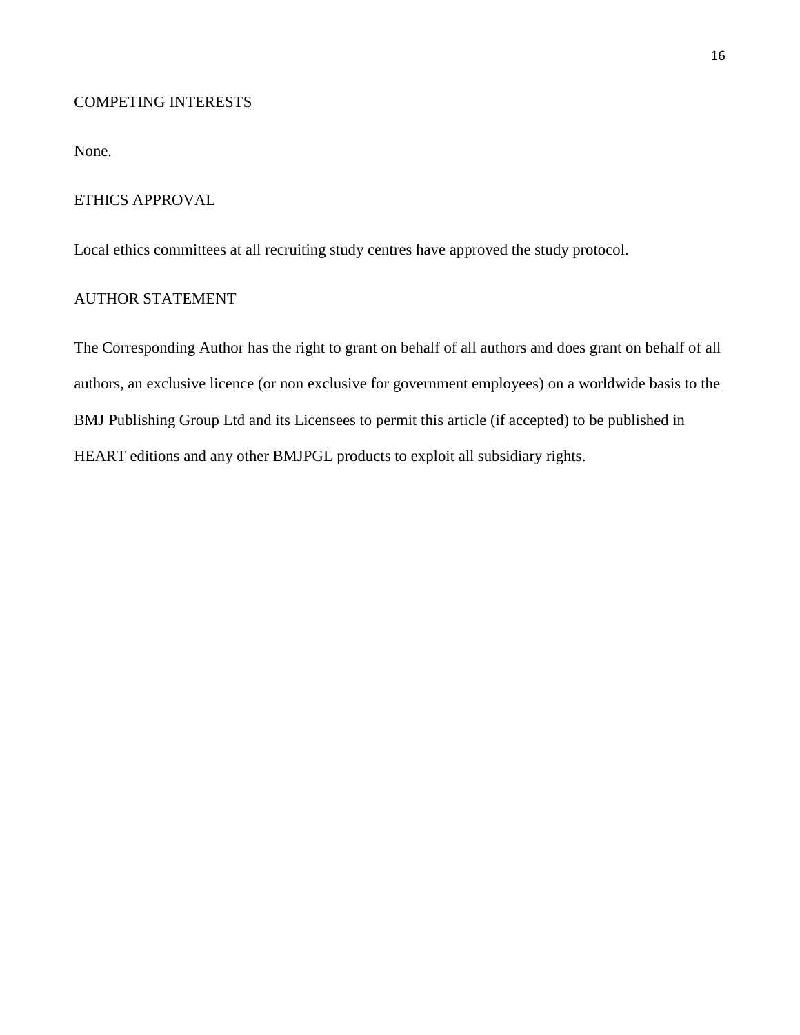## COMPETING INTERESTS

None.

## ETHICS APPROVAL

Local ethics committees at all recruiting study centres have approved the study protocol.

## AUTHOR STATEMENT

The Corresponding Author has the right to grant on behalf of all authors and does grant on behalf of all authors, an exclusive licence (or non exclusive for government employees) on a worldwide basis to the BMJ Publishing Group Ltd and its Licensees to permit this article (if accepted) to be published in HEART editions and any other BMJPGL products to exploit all subsidiary rights.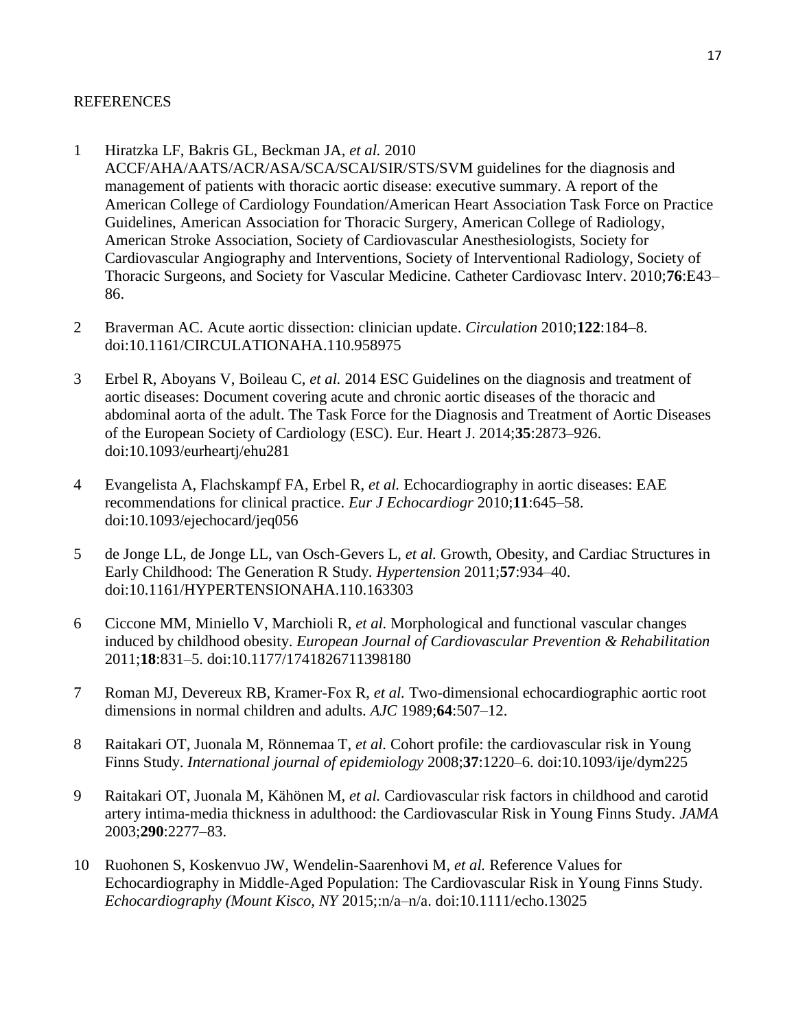REFERENCES

1. Hiratzka LF, Bakris GL, Beckman JA, *et al.* 2010 ACCF/AHA/AATS/ACR/ASA/SCA/SCAI/SIR/STS/SVM guidelines for the diagnosis and management of patients with thoracic aortic disease: executive summary. A report of the American College of Cardiology Foundation/American Heart Association Task Force on Practice Guidelines, American Association for Thoracic Surgery, American College of Radiology, American Stroke Association, Society of Cardiovascular Anesthesiologists, Society for Cardiovascular Angiography and Interventions, Society of Interventional Radiology, Society of Thoracic Surgeons, and Society for Vascular Medicine. Catheter Cardiovasc Interv. 2010;**76**:E43–86.

2. Braverman AC. Acute aortic dissection: clinician update. *Circulation* 2010;**122**:184–8. doi:10.1161/CIRCULATIONAHA.110.958975

3. Erbel R, Aboyans V, Boileau C, *et al.* 2014 ESC Guidelines on the diagnosis and treatment of aortic diseases: Document covering acute and chronic aortic diseases of the thoracic and abdominal aorta of the adult. The Task Force for the Diagnosis and Treatment of Aortic Diseases of the European Society of Cardiology (ESC). Eur. Heart J. 2014;**35**:2873–926. doi:10.1093/eurheartj/ehu281

4. Evangelista A, Flachskampf FA, Erbel R, *et al.* Echocardiography in aortic diseases: EAE recommendations for clinical practice. *Eur J Echocardiogr* 2010;**11**:645–58. doi:10.1093/ejechocard/jeq056

5. de Jonge LL, de Jonge LL, van Osch-Gevers L, *et al.* Growth, Obesity, and Cardiac Structures in Early Childhood: The Generation R Study. *Hypertension* 2011;**57**:934–40. doi:10.1161/HYPERTENSIONAHA.110.163303

6. Ciccone MM, Miniello V, Marchioli R, *et al.* Morphological and functional vascular changes induced by childhood obesity. *European Journal of Cardiovascular Prevention & Rehabilitation* 2011;**18**:831–5. doi:10.1177/1741826711398180

7. Roman MJ, Devereux RB, Kramer-Fox R, *et al.* Two-dimensional echocardiographic aortic root dimensions in normal children and adults. *AJC* 1989;**64**:507–12.

8. Raitakari OT, Juonala M, Rönnemaa T, *et al.* Cohort profile: the cardiovascular risk in Young Finns Study. *International journal of epidemiology* 2008;**37**:1220–6. doi:10.1093/ije/dym225

9. Raitakari OT, Juonala M, Kähönen M, *et al.* Cardiovascular risk factors in childhood and carotid artery intima-media thickness in adulthood: the Cardiovascular Risk in Young Finns Study. *JAMA* 2003;**290**:2277–83.

10. Ruohonen S, Koskenvuo JW, Wendelin-Saarenhovi M, *et al.* Reference Values for Echocardiography in Middle-Aged Population: The Cardiovascular Risk in Young Finns Study. *Echocardiography (Mount Kisco, NY* 2015;:n/a–n/a. doi:10.1111/echo.13025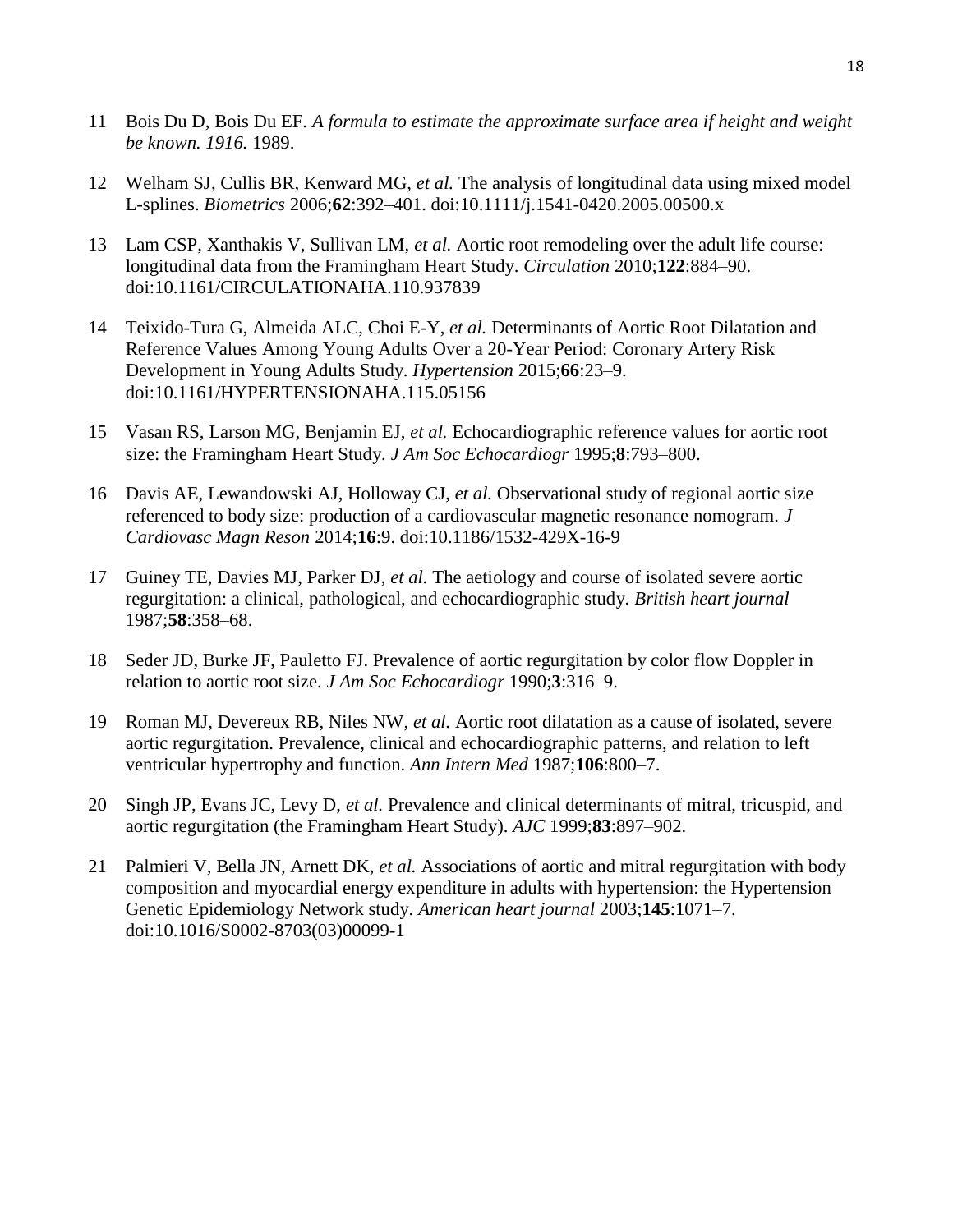11 Bois Du D, Bois Du EF. *A formula to estimate the approximate surface area if height and weight be known. 1916.* 1989.

12 Welham SJ, Cullis BR, Kenward MG, *et al.* The analysis of longitudinal data using mixed model L-splines. *Biometrics* 2006;**62**:392–401. doi:10.1111/j.1541-0420.2005.00500.x

13 Lam CSP, Xanthakis V, Sullivan LM, *et al.* Aortic root remodeling over the adult life course: longitudinal data from the Framingham Heart Study. *Circulation* 2010;**122**:884–90. doi:10.1161/CIRCULATIONAHA.110.937839

14 Teixido-Tura G, Almeida ALC, Choi E-Y, *et al.* Determinants of Aortic Root Dilatation and Reference Values Among Young Adults Over a 20-Year Period: Coronary Artery Risk Development in Young Adults Study. *Hypertension* 2015;**66**:23–9. doi:10.1161/HYPERTENSIONAHA.115.05156

15 Vasan RS, Larson MG, Benjamin EJ, *et al.* Echocardiographic reference values for aortic root size: the Framingham Heart Study. *J Am Soc Echocardiogr* 1995;**8**:793–800.

16 Davis AE, Lewandowski AJ, Holloway CJ, *et al.* Observational study of regional aortic size referenced to body size: production of a cardiovascular magnetic resonance nomogram. *J Cardiovasc Magn Reson* 2014;**16**:9. doi:10.1186/1532-429X-16-9

17 Guiney TE, Davies MJ, Parker DJ, *et al.* The aetiology and course of isolated severe aortic regurgitation: a clinical, pathological, and echocardiographic study. *British heart journal* 1987;**58**:358–68.

18 Seder JD, Burke JF, Pauletto FJ. Prevalence of aortic regurgitation by color flow Doppler in relation to aortic root size. *J Am Soc Echocardiogr* 1990;**3**:316–9.

19 Roman MJ, Devereux RB, Niles NW, *et al.* Aortic root dilatation as a cause of isolated, severe aortic regurgitation. Prevalence, clinical and echocardiographic patterns, and relation to left ventricular hypertrophy and function. *Ann Intern Med* 1987;**106**:800–7.

20 Singh JP, Evans JC, Levy D, *et al.* Prevalence and clinical determinants of mitral, tricuspid, and aortic regurgitation (the Framingham Heart Study). *AJC* 1999;**83**:897–902.

21 Palmieri V, Bella JN, Arnett DK, *et al.* Associations of aortic and mitral regurgitation with body composition and myocardial energy expenditure in adults with hypertension: the Hypertension Genetic Epidemiology Network study. *American heart journal* 2003;**145**:1071–7. doi:10.1016/S0002-8703(03)00099-1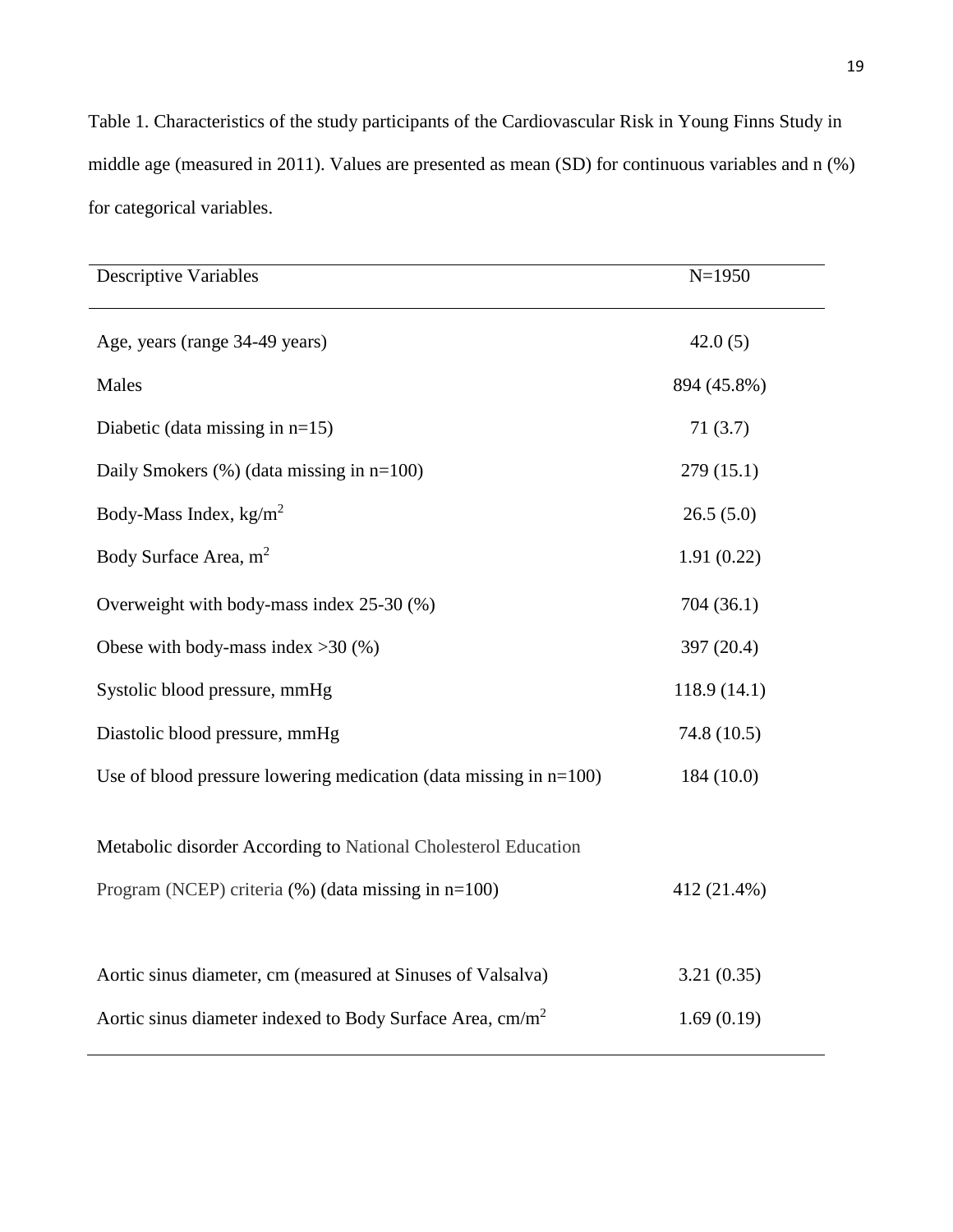Table 1. Characteristics of the study participants of the Cardiovascular Risk in Young Finns Study in middle age (measured in 2011). Values are presented as mean (SD) for continuous variables and n (%) for categorical variables.

| Descriptive Variables | N=1950 |
|---|---|
| Age, years (range 34-49 years) | 42.0 (5) |
| Males | 894 (45.8%) |
| Diabetic (data missing in n=15) | 71 (3.7) |
| Daily Smokers (%) (data missing in n=100) | 279 (15.1) |
| Body-Mass Index, kg/m$^2$ | 26.5 (5.0) |
| Body Surface Area, m$^2$ | 1.91 (0.22) |
| Overweight with body-mass index 25-30 (%) | 704 (36.1) |
| Obese with body-mass index >30 (%) | 397 (20.4) |
| Systolic blood pressure, mmHg | 118.9 (14.1) |
| Diastolic blood pressure, mmHg | 74.8 (10.5) |
| Use of blood pressure lowering medication (data missing in n=100) | 184 (10.0) |
| Metabolic disorder According to National Cholesterol Education Program (NCEP) criteria (%) (data missing in n=100) | 412 (21.4%) |
| Aortic sinus diameter, cm (measured at Sinuses of Valsalva) | 3.21 (0.35) |
| Aortic sinus diameter indexed to Body Surface Area, cm/m$^2$ | 1.69 (0.19) |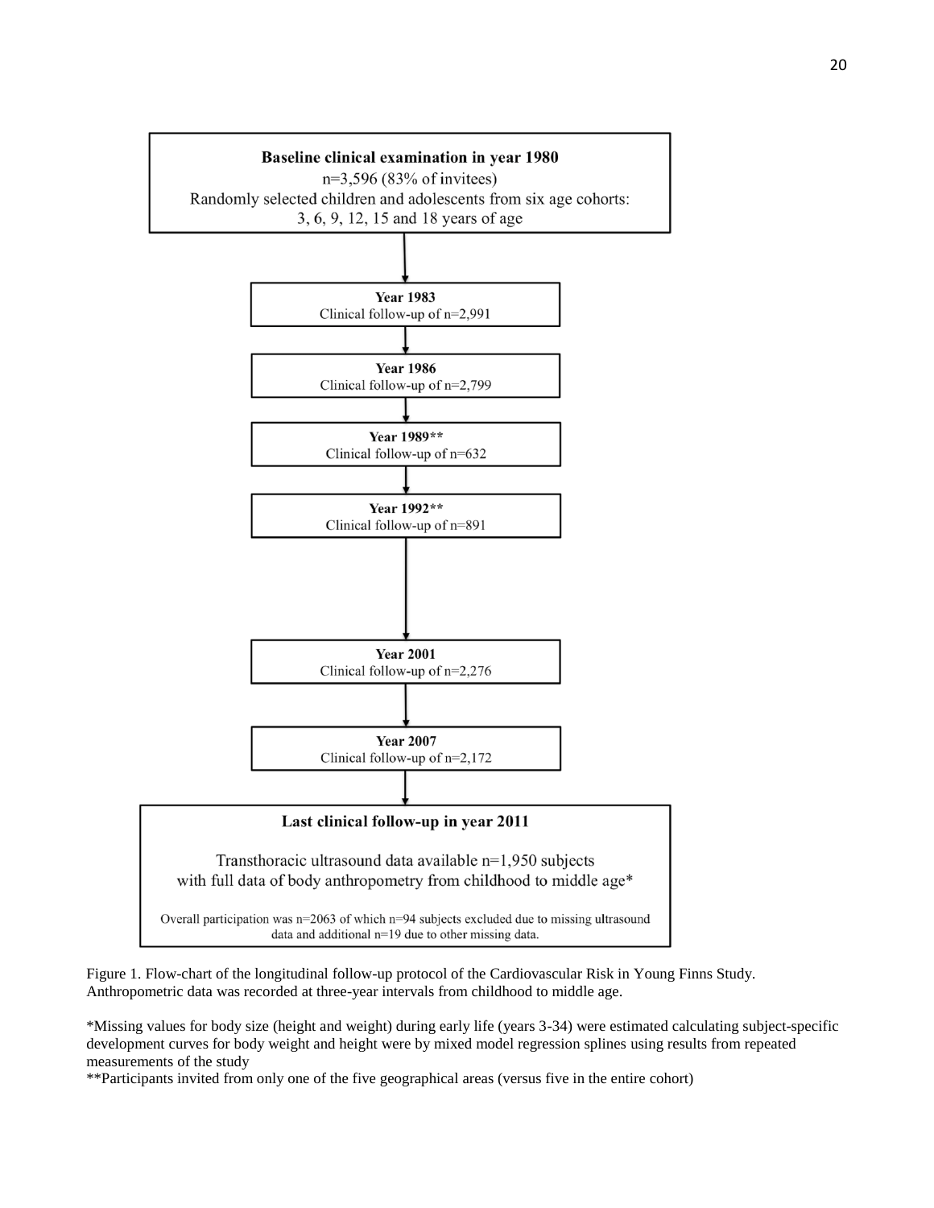**Baseline clinical examination in year 1980**

n=3,596 (83% of invitees)

Randomly selected children and adolescents from six age cohorts:

3, 6, 9, 12, 15 and 18 years of age

↓

**Year 1983**

Clinical follow-up of n=2,991

↓

**Year 1986**

Clinical follow-up of n=2,799

↓

**Year 1989****

Clinical follow-up of n=632

↓

**Year 1992****

Clinical follow-up of n=891

↓

**Year 2001**

Clinical follow-up of n=2,276

↓

**Year 2007**

Clinical follow-up of n=2,172

↓

**Last clinical follow-up in year 2011**

Transthoracic ultrasound data available n=1,950 subjects with full data of body anthropometry from childhood to middle age*

Overall participation was n=2063 of which n=94 subjects excluded due to missing ultrasound data and additional n=19 due to other missing data.

Figure 1. Flow-chart of the longitudinal follow-up protocol of the Cardiovascular Risk in Young Finns Study. Anthropometric data was recorded at three-year intervals from childhood to middle age.

*Missing values for body size (height and weight) during early life (years 3-34) were estimated calculating subject-specific development curves for body weight and height were by mixed model regression splines using results from repeated measurements of the study

**Participants invited from only one of the five geographical areas (versus five in the entire cohort)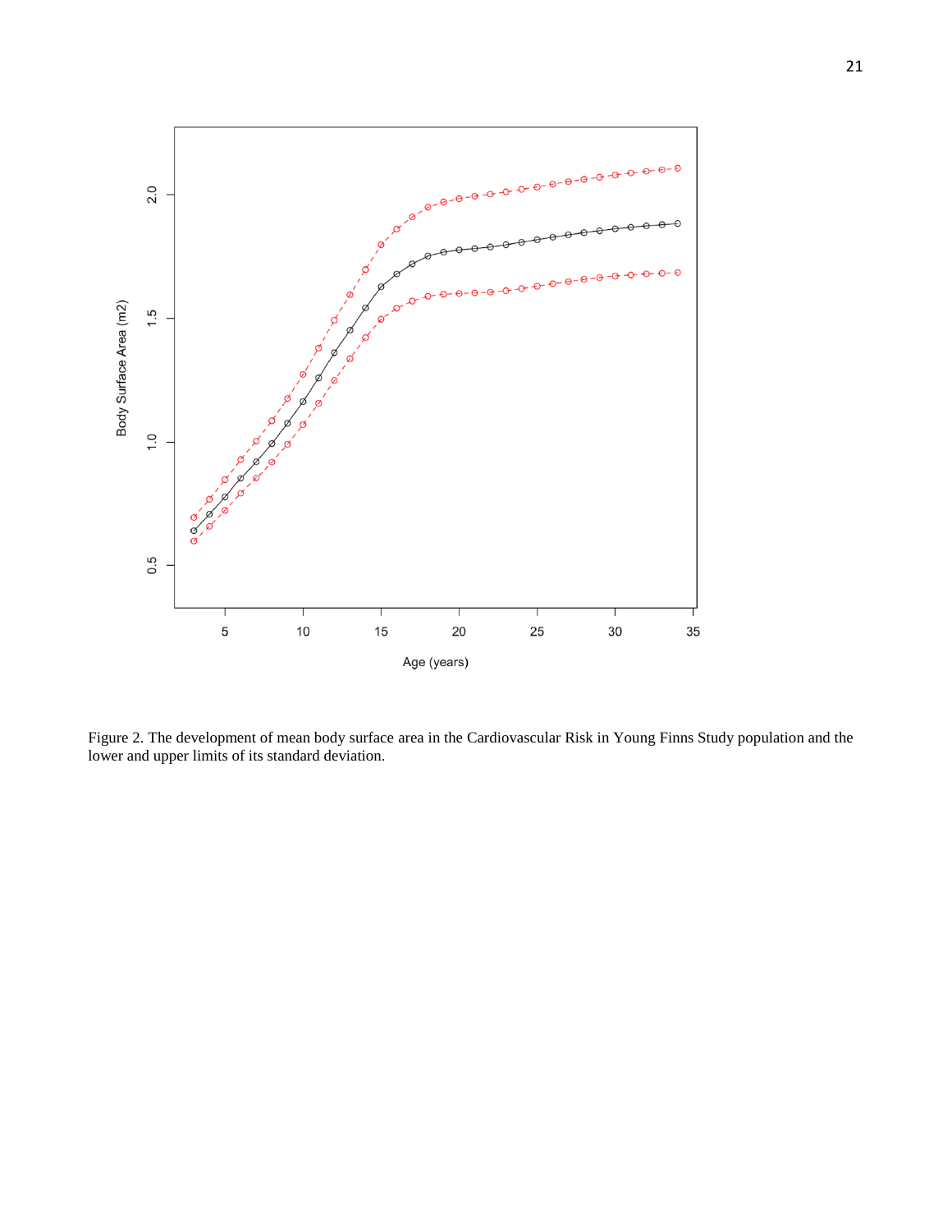Figure 2. The development of mean body surface area in the Cardiovascular Risk in Young Finns Study population and the lower and upper limits of its standard deviation.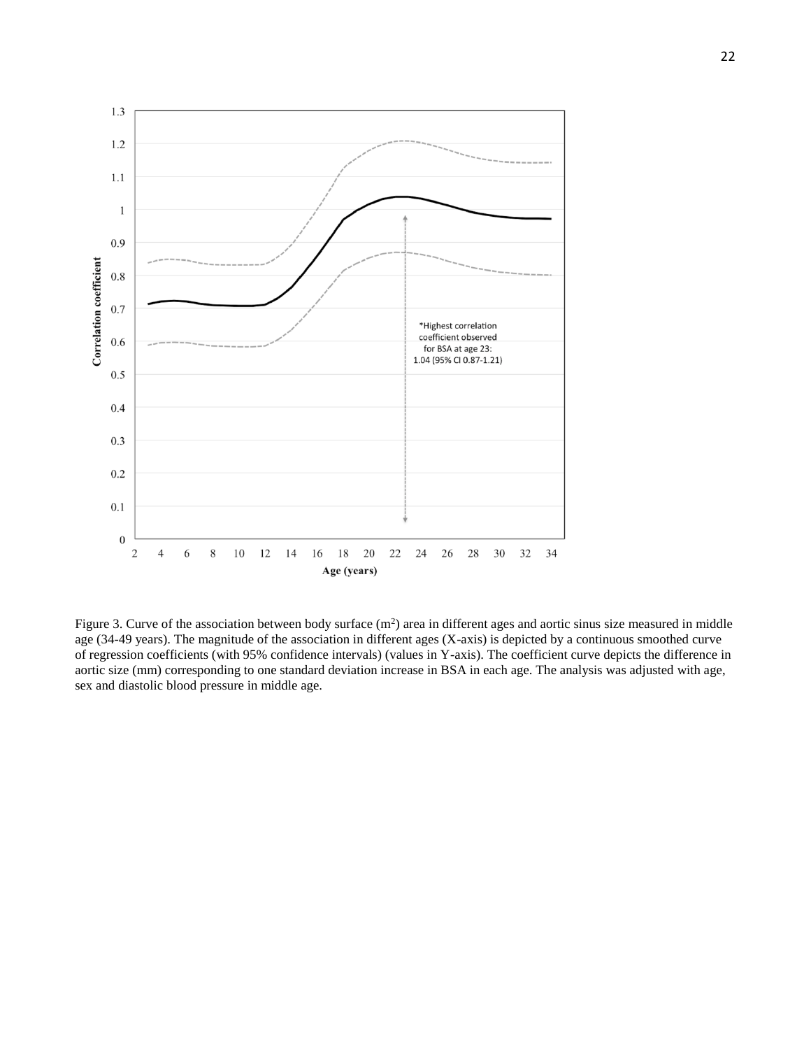Figure 3. Curve of the association between body surface ($m^2$) area in different ages and aortic sinus size measured in middle age (34-49 years). The magnitude of the association in different ages (X-axis) is depicted by a continuous smoothed curve of regression coefficients (with 95% confidence intervals) (values in Y-axis). The coefficient curve depicts the difference in aortic size (mm) corresponding to one standard deviation increase in BSA in each age. The analysis was adjusted with age, sex and diastolic blood pressure in middle age.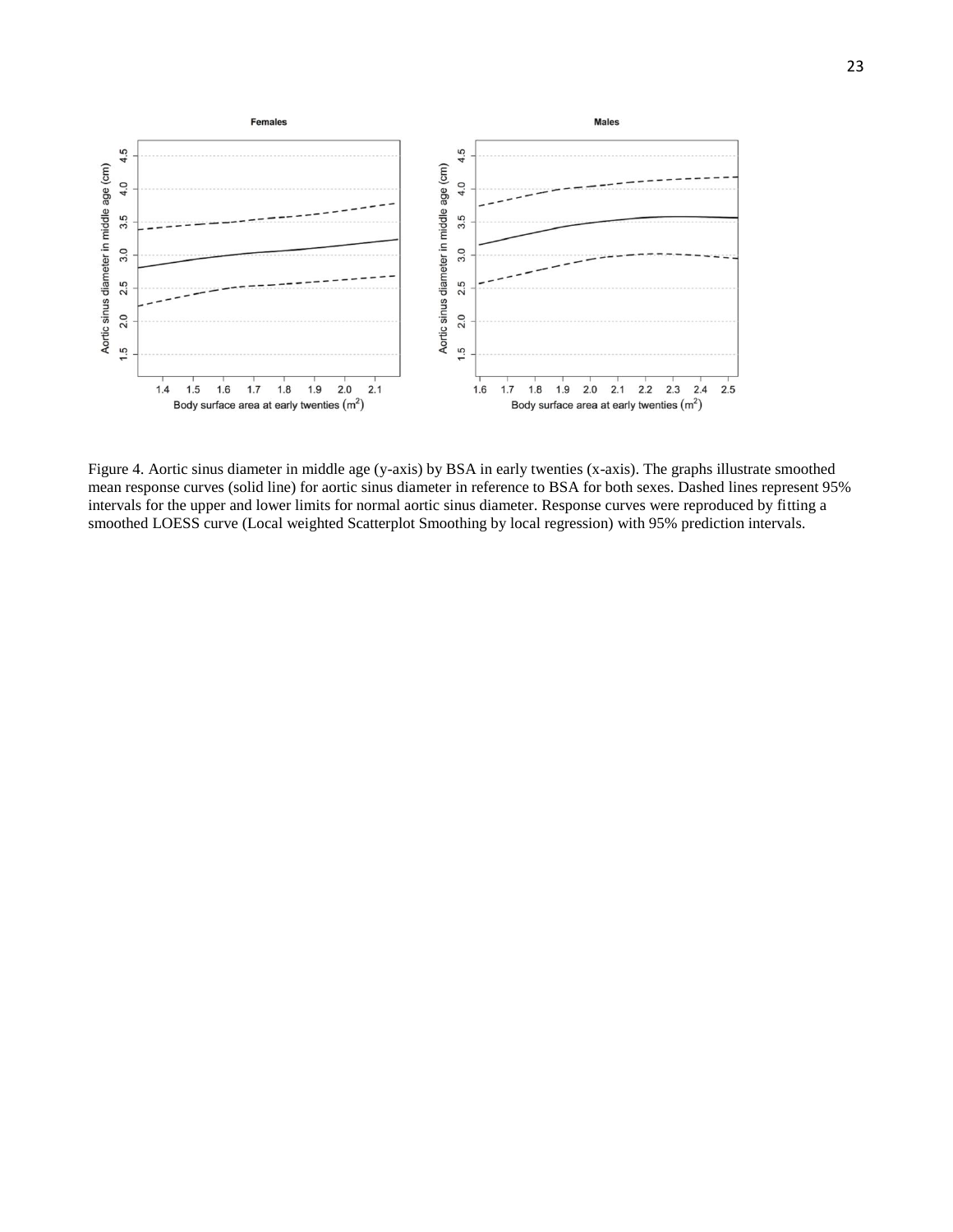Females

Males

Aortic sinus diameter in middle age (cm)

1.5 2.0 2.5 3.0 3.5 4.0 4.5

1.4 1.5 1.6 1.7 1.8 1.9 2.0 2.1

Body surface area at early twenties ($m^2$)

Aortic sinus diameter in middle age (cm)

1.5 2.0 2.5 3.0 3.5 4.0 4.5

1.6 1.7 1.8 1.9 2.0 2.1 2.2 2.3 2.4 2.5

Body surface area at early twenties ($m^2$)

Figure 4. Aortic sinus diameter in middle age (y-axis) by BSA in early twenties (x-axis). The graphs illustrate smoothed mean response curves (solid line) for aortic sinus diameter in reference to BSA for both sexes. Dashed lines represent 95% intervals for the upper and lower limits for normal aortic sinus diameter. Response curves were reproduced by fitting a smoothed LOESS curve (Local weighted Scatterplot Smoothing by local regression) with 95% prediction intervals.